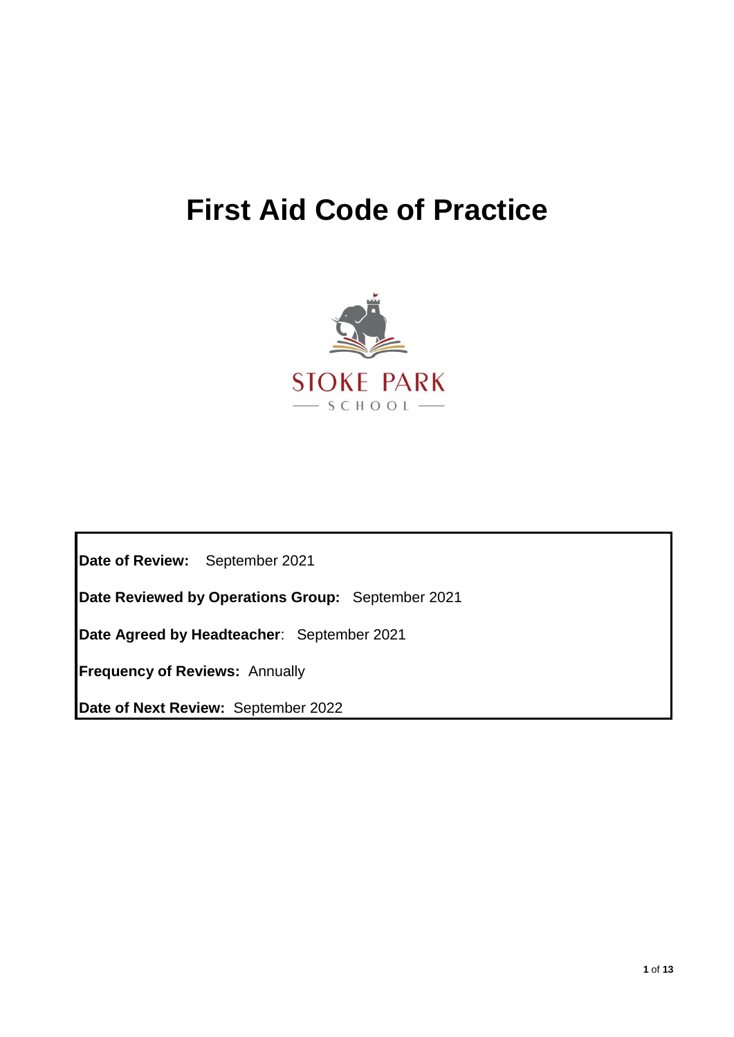# First Aid Code of Practice

STOKE PARK

SCHOOL

**Date of Review:** September 2021

**Date Reviewed by Operations Group:** September 2021

**Date Agreed by Headteacher**: September 2021

**Frequency of Reviews:** Annually

**Date of Next Review:** September 2022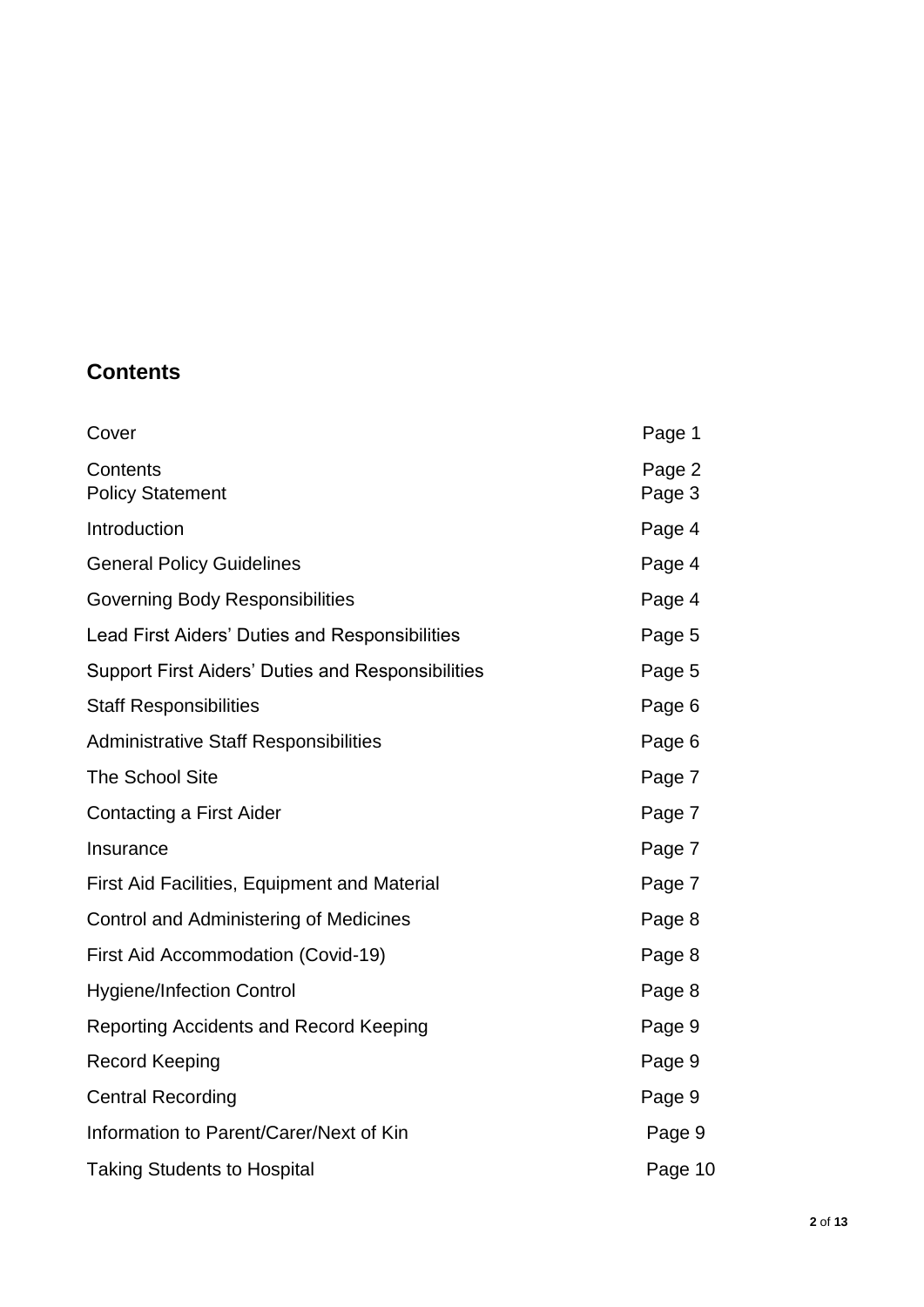## Contents

| | |
|---|---|
| Cover | Page 1 |
| Contents | Page 2 |
| Policy Statement | Page 3 |
| Introduction | Page 4 |
| General Policy Guidelines | Page 4 |
| Governing Body Responsibilities | Page 4 |
| Lead First Aiders' Duties and Responsibilities | Page 5 |
| Support First Aiders' Duties and Responsibilities | Page 5 |
| Staff Responsibilities | Page 6 |
| Administrative Staff Responsibilities | Page 6 |
| The School Site | Page 7 |
| Contacting a First Aider | Page 7 |
| Insurance | Page 7 |
| First Aid Facilities, Equipment and Material | Page 7 |
| Control and Administering of Medicines | Page 8 |
| First Aid Accommodation (Covid-19) | Page 8 |
| Hygiene/Infection Control | Page 8 |
| Reporting Accidents and Record Keeping | Page 9 |
| Record Keeping | Page 9 |
| Central Recording | Page 9 |
| Information to Parent/Carer/Next of Kin | Page 9 |
| Taking Students to Hospital | Page 10 |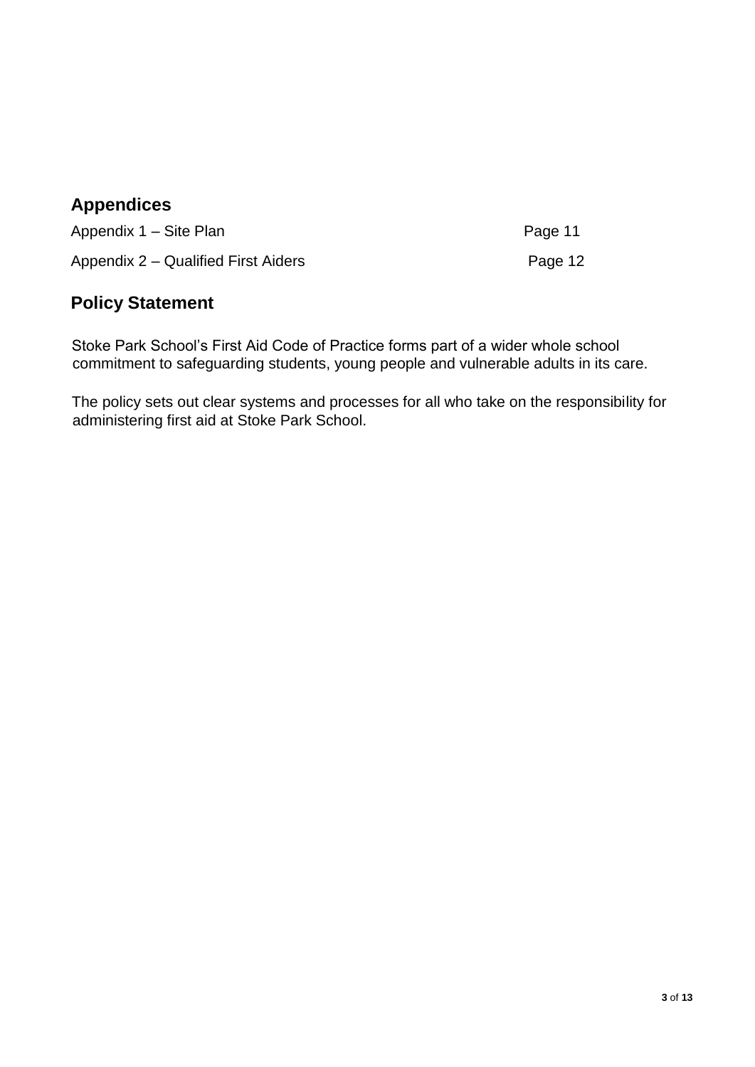## Appendices

| | |
|---|---|
| Appendix 1 – Site Plan | Page 11 |
| Appendix 2 – Qualified First Aiders | Page 12 |

## Policy Statement

Stoke Park School's First Aid Code of Practice forms part of a wider whole school commitment to safeguarding students, young people and vulnerable adults in its care.

The policy sets out clear systems and processes for all who take on the responsibility for administering first aid at Stoke Park School.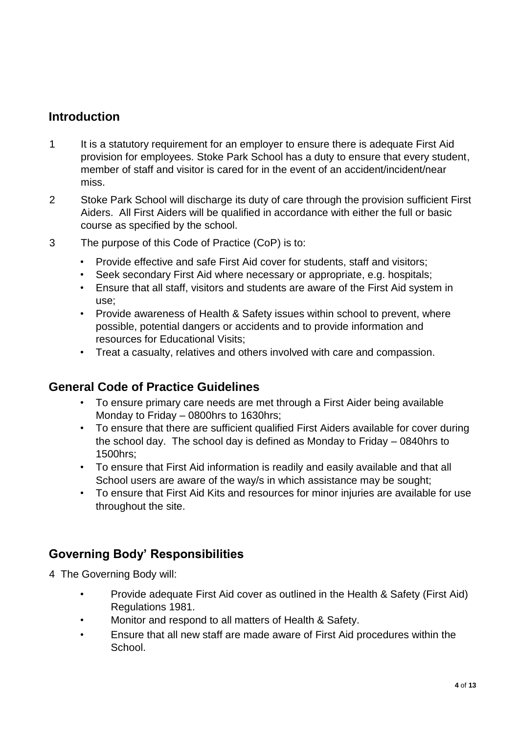## Introduction

1 It is a statutory requirement for an employer to ensure there is adequate First Aid provision for employees. Stoke Park School has a duty to ensure that every student, member of staff and visitor is cared for in the event of an accident/incident/near miss.

2 Stoke Park School will discharge its duty of care through the provision sufficient First Aiders. All First Aiders will be qualified in accordance with either the full or basic course as specified by the school.

3 The purpose of this Code of Practice (CoP) is to:

- Provide effective and safe First Aid cover for students, staff and visitors;
- Seek secondary First Aid where necessary or appropriate, e.g. hospitals;
- Ensure that all staff, visitors and students are aware of the First Aid system in use;
- Provide awareness of Health & Safety issues within school to prevent, where possible, potential dangers or accidents and to provide information and resources for Educational Visits;
- Treat a casualty, relatives and others involved with care and compassion.

## General Code of Practice Guidelines

- To ensure primary care needs are met through a First Aider being available Monday to Friday – 0800hrs to 1630hrs;
- To ensure that there are sufficient qualified First Aiders available for cover during the school day. The school day is defined as Monday to Friday – 0840hrs to 1500hrs;
- To ensure that First Aid information is readily and easily available and that all School users are aware of the way/s in which assistance may be sought;
- To ensure that First Aid Kits and resources for minor injuries are available for use throughout the site.

## Governing Body' Responsibilities

4 The Governing Body will:

- Provide adequate First Aid cover as outlined in the Health & Safety (First Aid) Regulations 1981.
- Monitor and respond to all matters of Health & Safety.
- Ensure that all new staff are made aware of First Aid procedures within the School.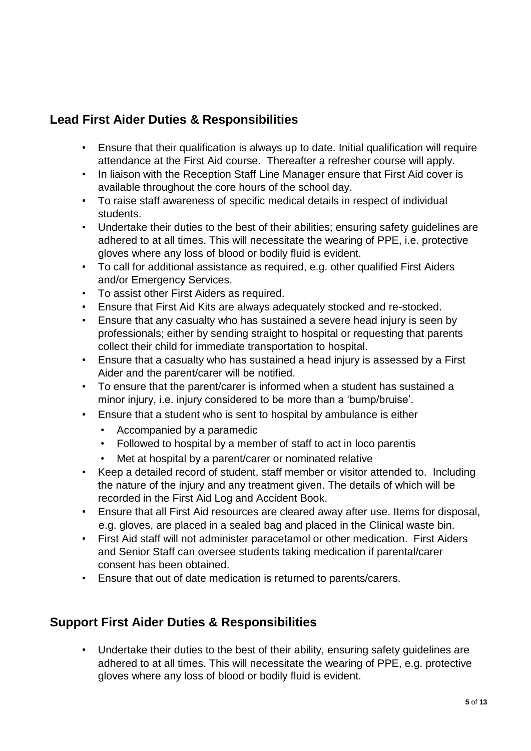## Lead First Aider Duties & Responsibilities

- Ensure that their qualification is always up to date. Initial qualification will require attendance at the First Aid course. Thereafter a refresher course will apply.
- In liaison with the Reception Staff Line Manager ensure that First Aid cover is available throughout the core hours of the school day.
- To raise staff awareness of specific medical details in respect of individual students.
- Undertake their duties to the best of their abilities; ensuring safety guidelines are adhered to at all times. This will necessitate the wearing of PPE, i.e. protective gloves where any loss of blood or bodily fluid is evident.
- To call for additional assistance as required, e.g. other qualified First Aiders and/or Emergency Services.
- To assist other First Aiders as required.
- Ensure that First Aid Kits are always adequately stocked and re-stocked.
- Ensure that any casualty who has sustained a severe head injury is seen by professionals; either by sending straight to hospital or requesting that parents collect their child for immediate transportation to hospital.
- Ensure that a casualty who has sustained a head injury is assessed by a First Aider and the parent/carer will be notified.
- To ensure that the parent/carer is informed when a student has sustained a minor injury, i.e. injury considered to be more than a 'bump/bruise'.
- Ensure that a student who is sent to hospital by ambulance is either
  - Accompanied by a paramedic
  - Followed to hospital by a member of staff to act in loco parentis
  - Met at hospital by a parent/carer or nominated relative
- Keep a detailed record of student, staff member or visitor attended to. Including the nature of the injury and any treatment given. The details of which will be recorded in the First Aid Log and Accident Book.
- Ensure that all First Aid resources are cleared away after use. Items for disposal, e.g. gloves, are placed in a sealed bag and placed in the Clinical waste bin.
- First Aid staff will not administer paracetamol or other medication. First Aiders and Senior Staff can oversee students taking medication if parental/carer consent has been obtained.
- Ensure that out of date medication is returned to parents/carers.

## Support First Aider Duties & Responsibilities

- Undertake their duties to the best of their ability, ensuring safety guidelines are adhered to at all times. This will necessitate the wearing of PPE, e.g. protective gloves where any loss of blood or bodily fluid is evident.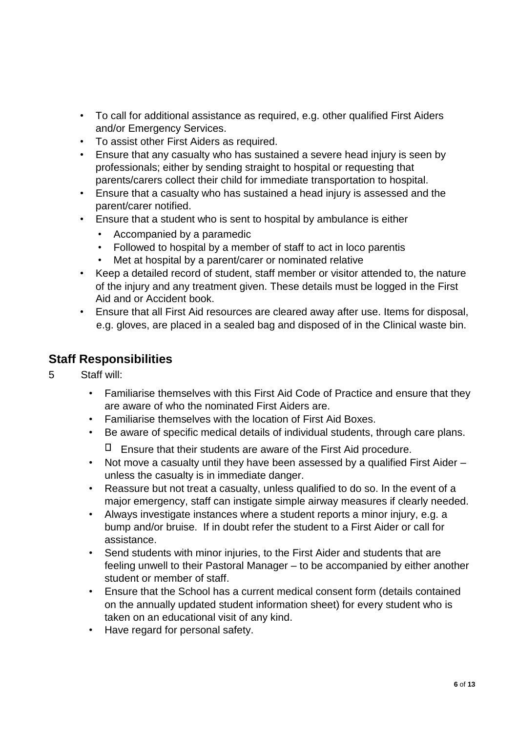- To call for additional assistance as required, e.g. other qualified First Aiders and/or Emergency Services.
- To assist other First Aiders as required.
- Ensure that any casualty who has sustained a severe head injury is seen by professionals; either by sending straight to hospital or requesting that parents/carers collect their child for immediate transportation to hospital.
- Ensure that a casualty who has sustained a head injury is assessed and the parent/carer notified.
- Ensure that a student who is sent to hospital by ambulance is either
  - Accompanied by a paramedic
  - Followed to hospital by a member of staff to act in loco parentis
  - Met at hospital by a parent/carer or nominated relative
- Keep a detailed record of student, staff member or visitor attended to, the nature of the injury and any treatment given. These details must be logged in the First Aid and or Accident book.
- Ensure that all First Aid resources are cleared away after use. Items for disposal, e.g. gloves, are placed in a sealed bag and disposed of in the Clinical waste bin.

## Staff Responsibilities

5 Staff will:

- Familiarise themselves with this First Aid Code of Practice and ensure that they are aware of who the nominated First Aiders are.
- Familiarise themselves with the location of First Aid Boxes.
- Be aware of specific medical details of individual students, through care plans.
- Ensure that their students are aware of the First Aid procedure.
- Not move a casualty until they have been assessed by a qualified First Aider – unless the casualty is in immediate danger.
- Reassure but not treat a casualty, unless qualified to do so. In the event of a major emergency, staff can instigate simple airway measures if clearly needed.
- Always investigate instances where a student reports a minor injury, e.g. a bump and/or bruise. If in doubt refer the student to a First Aider or call for assistance.
- Send students with minor injuries, to the First Aider and students that are feeling unwell to their Pastoral Manager – to be accompanied by either another student or member of staff.
- Ensure that the School has a current medical consent form (details contained on the annually updated student information sheet) for every student who is taken on an educational visit of any kind.
- Have regard for personal safety.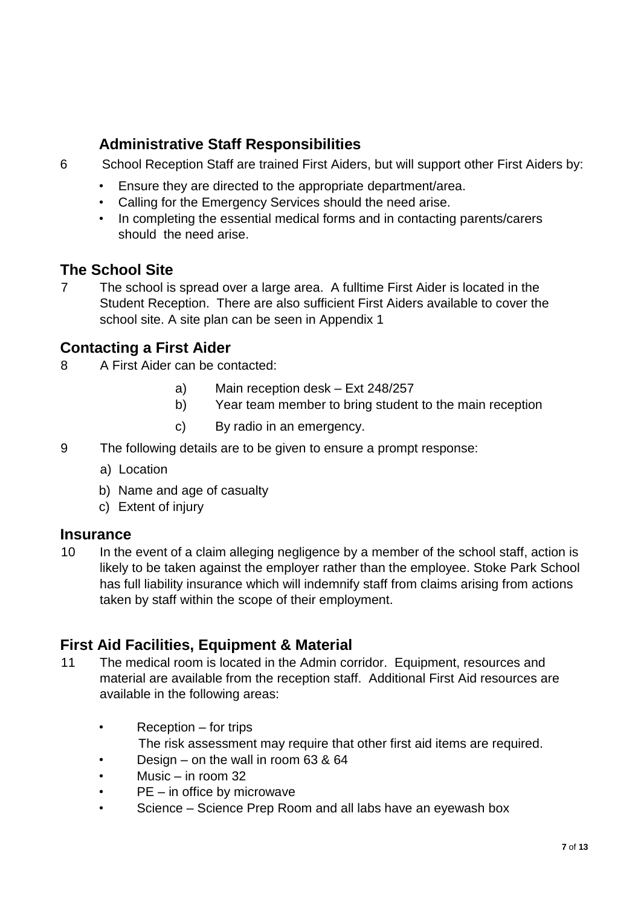## Administrative Staff Responsibilities

6 School Reception Staff are trained First Aiders, but will support other First Aiders by:

- Ensure they are directed to the appropriate department/area.
- Calling for the Emergency Services should the need arise.
- In completing the essential medical forms and in contacting parents/carers should the need arise.

## The School Site

7 The school is spread over a large area. A fulltime First Aider is located in the Student Reception. There are also sufficient First Aiders available to cover the school site. A site plan can be seen in Appendix 1

## Contacting a First Aider

8 A First Aider can be contacted:

a) Main reception desk – Ext 248/257
b) Year team member to bring student to the main reception
c) By radio in an emergency.

9 The following details are to be given to ensure a prompt response:

a) Location
b) Name and age of casualty
c) Extent of injury

## Insurance

10 In the event of a claim alleging negligence by a member of the school staff, action is likely to be taken against the employer rather than the employee. Stoke Park School has full liability insurance which will indemnify staff from claims arising from actions taken by staff within the scope of their employment.

## First Aid Facilities, Equipment & Material

11 The medical room is located in the Admin corridor. Equipment, resources and material are available from the reception staff. Additional First Aid resources are available in the following areas:

- Reception – for trips
  The risk assessment may require that other first aid items are required.
- Design – on the wall in room 63 & 64
- Music – in room 32
- PE – in office by microwave
- Science – Science Prep Room and all labs have an eyewash box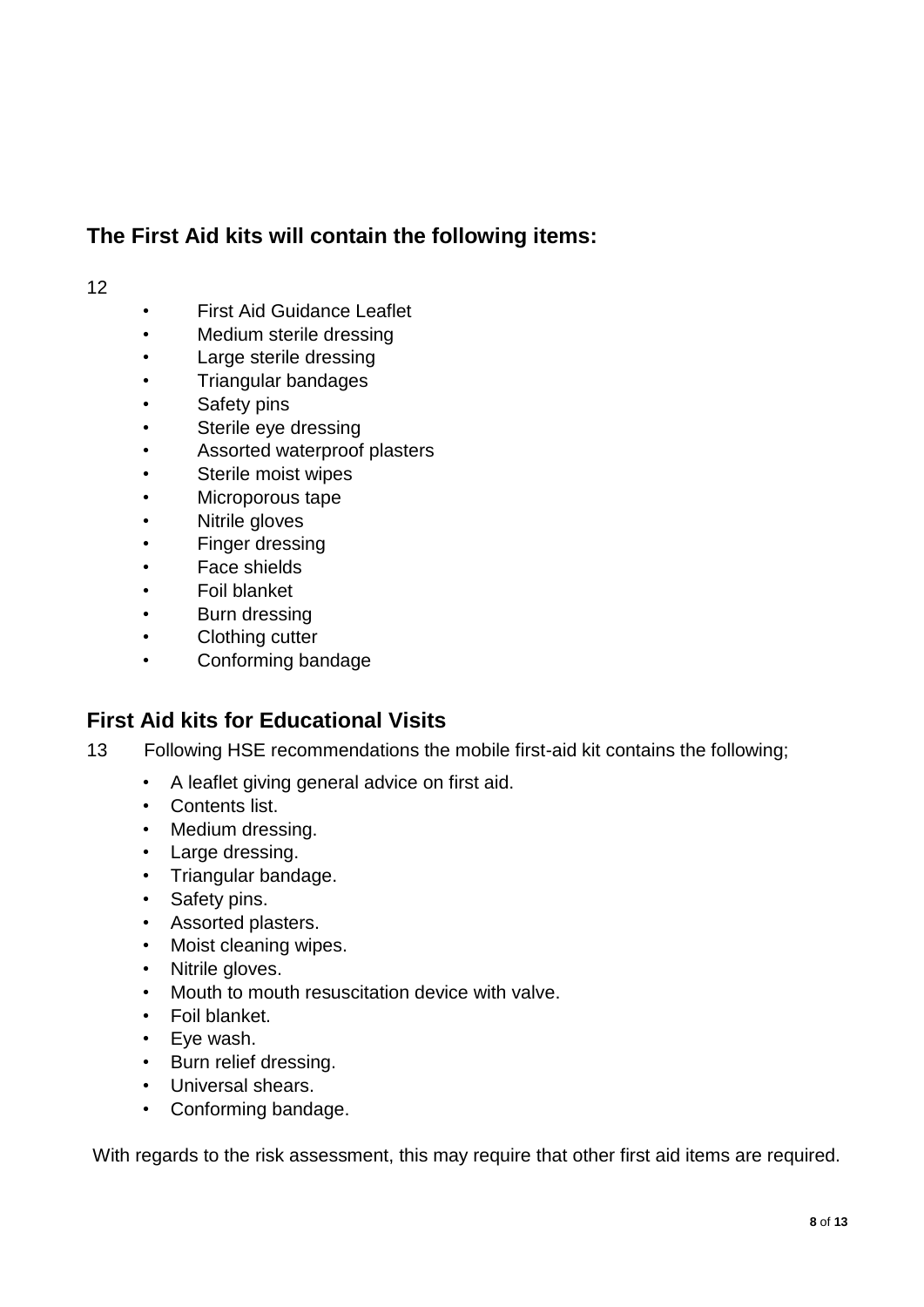## The First Aid kits will contain the following items:

12

- First Aid Guidance Leaflet
- Medium sterile dressing
- Large sterile dressing
- Triangular bandages
- Safety pins
- Sterile eye dressing
- Assorted waterproof plasters
- Sterile moist wipes
- Microporous tape
- Nitrile gloves
- Finger dressing
- Face shields
- Foil blanket
- Burn dressing
- Clothing cutter
- Conforming bandage

## First Aid kits for Educational Visits

13 Following HSE recommendations the mobile first-aid kit contains the following;

- A leaflet giving general advice on first aid.
- Contents list.
- Medium dressing.
- Large dressing.
- Triangular bandage.
- Safety pins.
- Assorted plasters.
- Moist cleaning wipes.
- Nitrile gloves.
- Mouth to mouth resuscitation device with valve.
- Foil blanket.
- Eye wash.
- Burn relief dressing.
- Universal shears.
- Conforming bandage.

With regards to the risk assessment, this may require that other first aid items are required.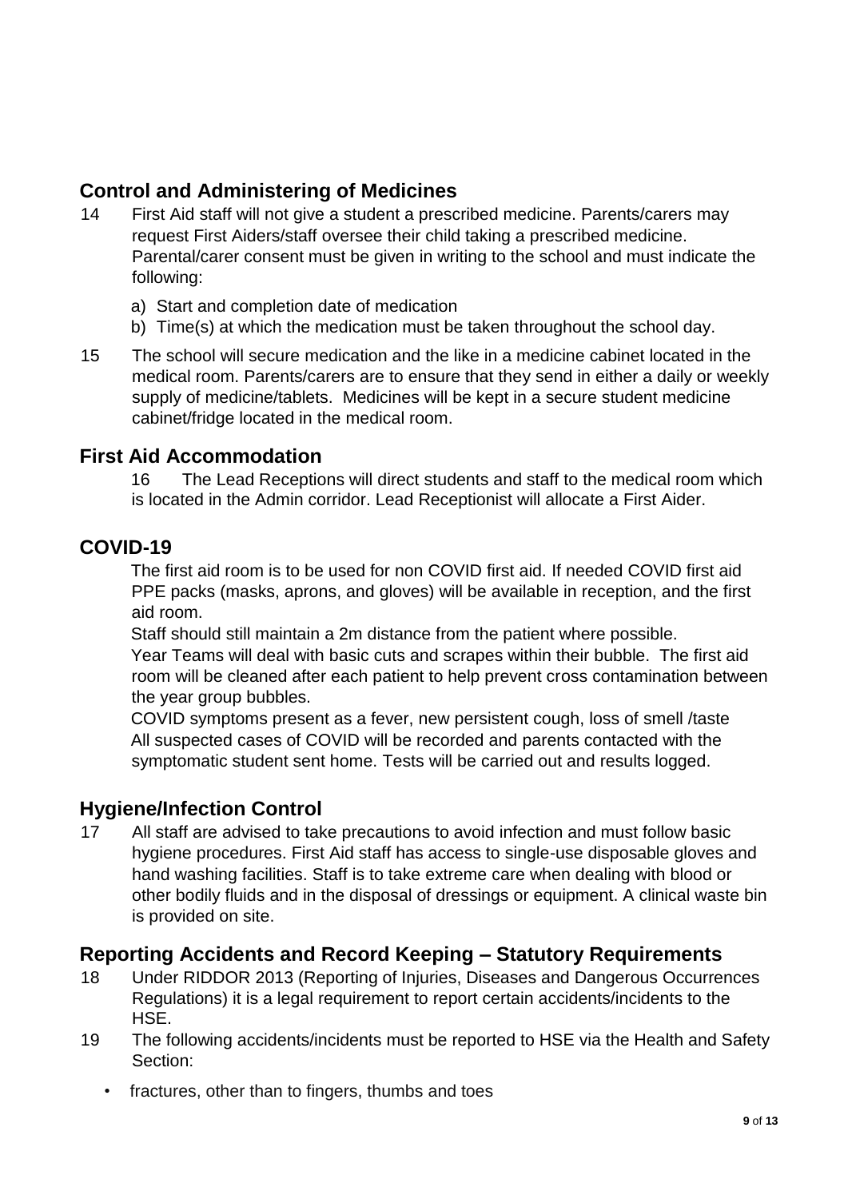## Control and Administering of Medicines

14 First Aid staff will not give a student a prescribed medicine. Parents/carers may request First Aiders/staff oversee their child taking a prescribed medicine. Parental/carer consent must be given in writing to the school and must indicate the following:

a) Start and completion date of medication
b) Time(s) at which the medication must be taken throughout the school day.

15 The school will secure medication and the like in a medicine cabinet located in the medical room. Parents/carers are to ensure that they send in either a daily or weekly supply of medicine/tablets. Medicines will be kept in a secure student medicine cabinet/fridge located in the medical room.

## First Aid Accommodation

16 The Lead Receptions will direct students and staff to the medical room which is located in the Admin corridor. Lead Receptionist will allocate a First Aider.

## COVID-19

The first aid room is to be used for non COVID first aid. If needed COVID first aid PPE packs (masks, aprons, and gloves) will be available in reception, and the first aid room.

Staff should still maintain a 2m distance from the patient where possible.

Year Teams will deal with basic cuts and scrapes within their bubble. The first aid room will be cleaned after each patient to help prevent cross contamination between the year group bubbles.

COVID symptoms present as a fever, new persistent cough, loss of smell /taste

All suspected cases of COVID will be recorded and parents contacted with the symptomatic student sent home. Tests will be carried out and results logged.

## Hygiene/Infection Control

17 All staff are advised to take precautions to avoid infection and must follow basic hygiene procedures. First Aid staff has access to single-use disposable gloves and hand washing facilities. Staff is to take extreme care when dealing with blood or other bodily fluids and in the disposal of dressings or equipment. A clinical waste bin is provided on site.

## Reporting Accidents and Record Keeping – Statutory Requirements

18 Under RIDDOR 2013 (Reporting of Injuries, Diseases and Dangerous Occurrences Regulations) it is a legal requirement to report certain accidents/incidents to the HSE.

19 The following accidents/incidents must be reported to HSE via the Health and Safety Section:

- fractures, other than to fingers, thumbs and toes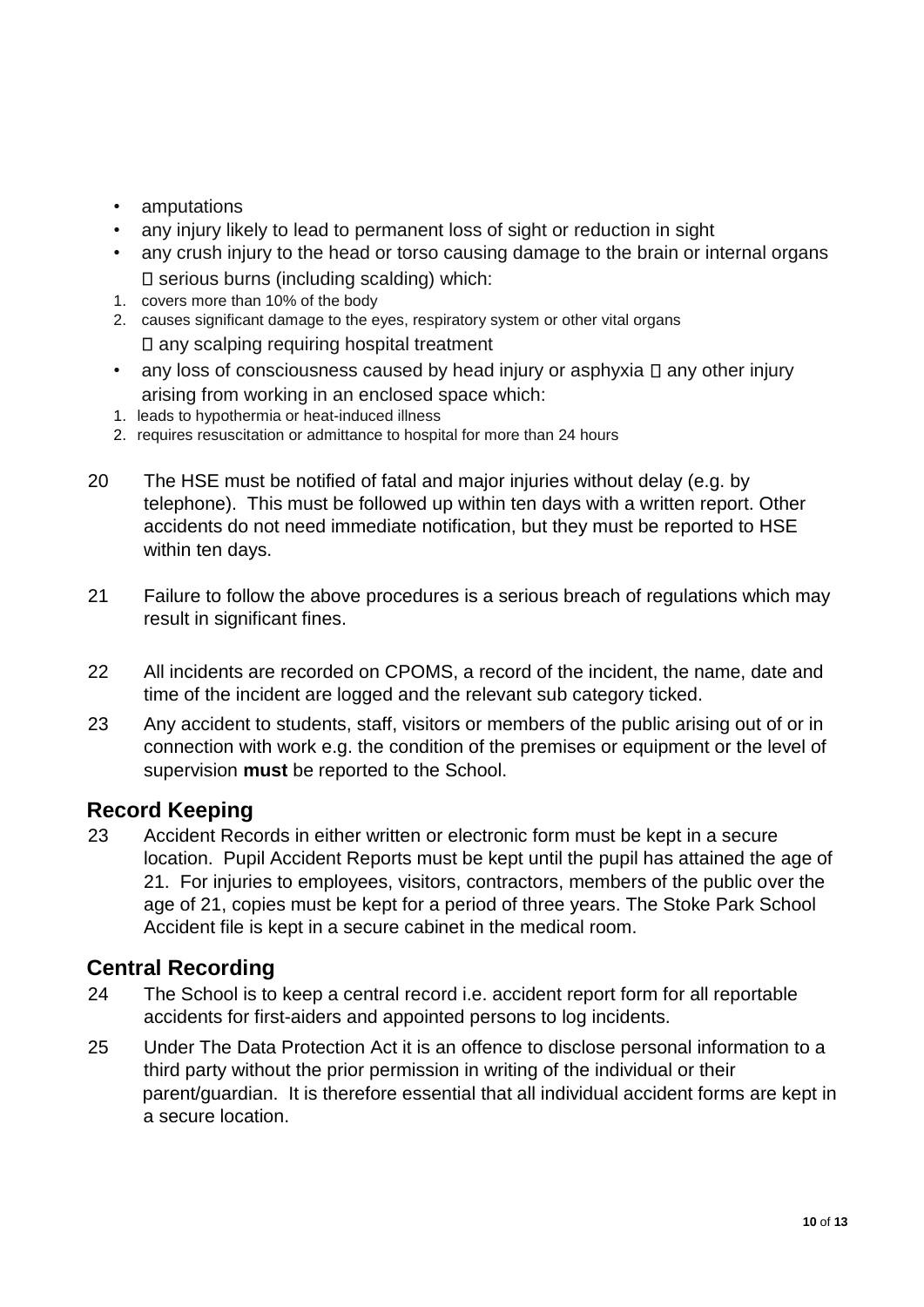- amputations
- any injury likely to lead to permanent loss of sight or reduction in sight
- any crush injury to the head or torso causing damage to the brain or internal organs  serious burns (including scalding) which:

1. covers more than 10% of the body
2. causes significant damage to the eyes, respiratory system or other vital organs

 any scalping requiring hospital treatment

- any loss of consciousness caused by head injury or asphyxia  any other injury arising from working in an enclosed space which:

1. leads to hypothermia or heat-induced illness
2. requires resuscitation or admittance to hospital for more than 24 hours

20 The HSE must be notified of fatal and major injuries without delay (e.g. by telephone). This must be followed up within ten days with a written report. Other accidents do not need immediate notification, but they must be reported to HSE within ten days.

21 Failure to follow the above procedures is a serious breach of regulations which may result in significant fines.

22 All incidents are recorded on CPOMS, a record of the incident, the name, date and time of the incident are logged and the relevant sub category ticked.

23 Any accident to students, staff, visitors or members of the public arising out of or in connection with work e.g. the condition of the premises or equipment or the level of supervision **must** be reported to the School.

## Record Keeping

23 Accident Records in either written or electronic form must be kept in a secure location. Pupil Accident Reports must be kept until the pupil has attained the age of 21. For injuries to employees, visitors, contractors, members of the public over the age of 21, copies must be kept for a period of three years. The Stoke Park School Accident file is kept in a secure cabinet in the medical room.

## Central Recording

24 The School is to keep a central record i.e. accident report form for all reportable accidents for first-aiders and appointed persons to log incidents.

25 Under The Data Protection Act it is an offence to disclose personal information to a third party without the prior permission in writing of the individual or their parent/guardian. It is therefore essential that all individual accident forms are kept in a secure location.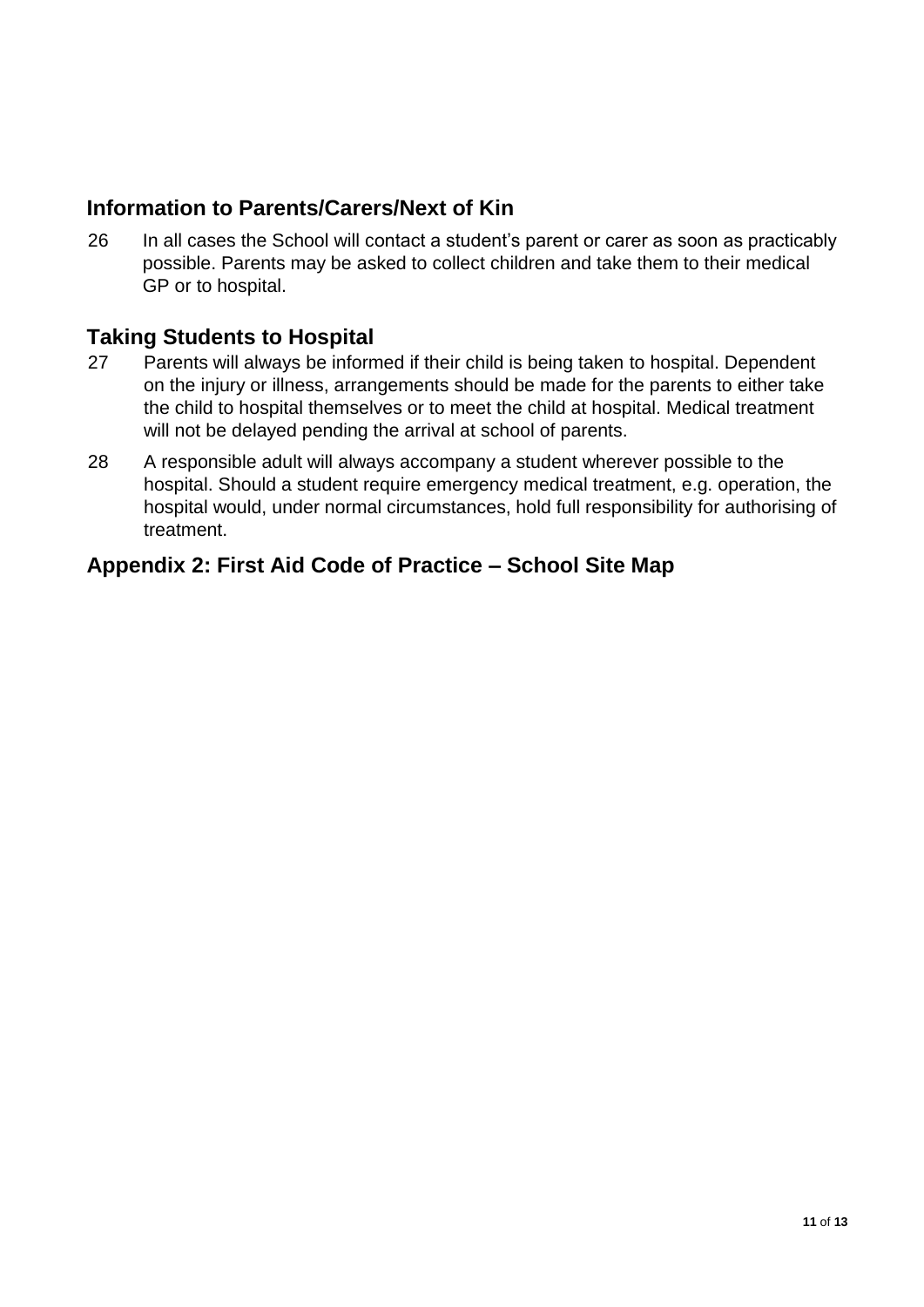## Information to Parents/Carers/Next of Kin

26 In all cases the School will contact a student's parent or carer as soon as practicably possible. Parents may be asked to collect children and take them to their medical GP or to hospital.

## Taking Students to Hospital

27 Parents will always be informed if their child is being taken to hospital. Dependent on the injury or illness, arrangements should be made for the parents to either take the child to hospital themselves or to meet the child at hospital. Medical treatment will not be delayed pending the arrival at school of parents.

28 A responsible adult will always accompany a student wherever possible to the hospital. Should a student require emergency medical treatment, e.g. operation, the hospital would, under normal circumstances, hold full responsibility for authorising of treatment.

## Appendix 2: First Aid Code of Practice – School Site Map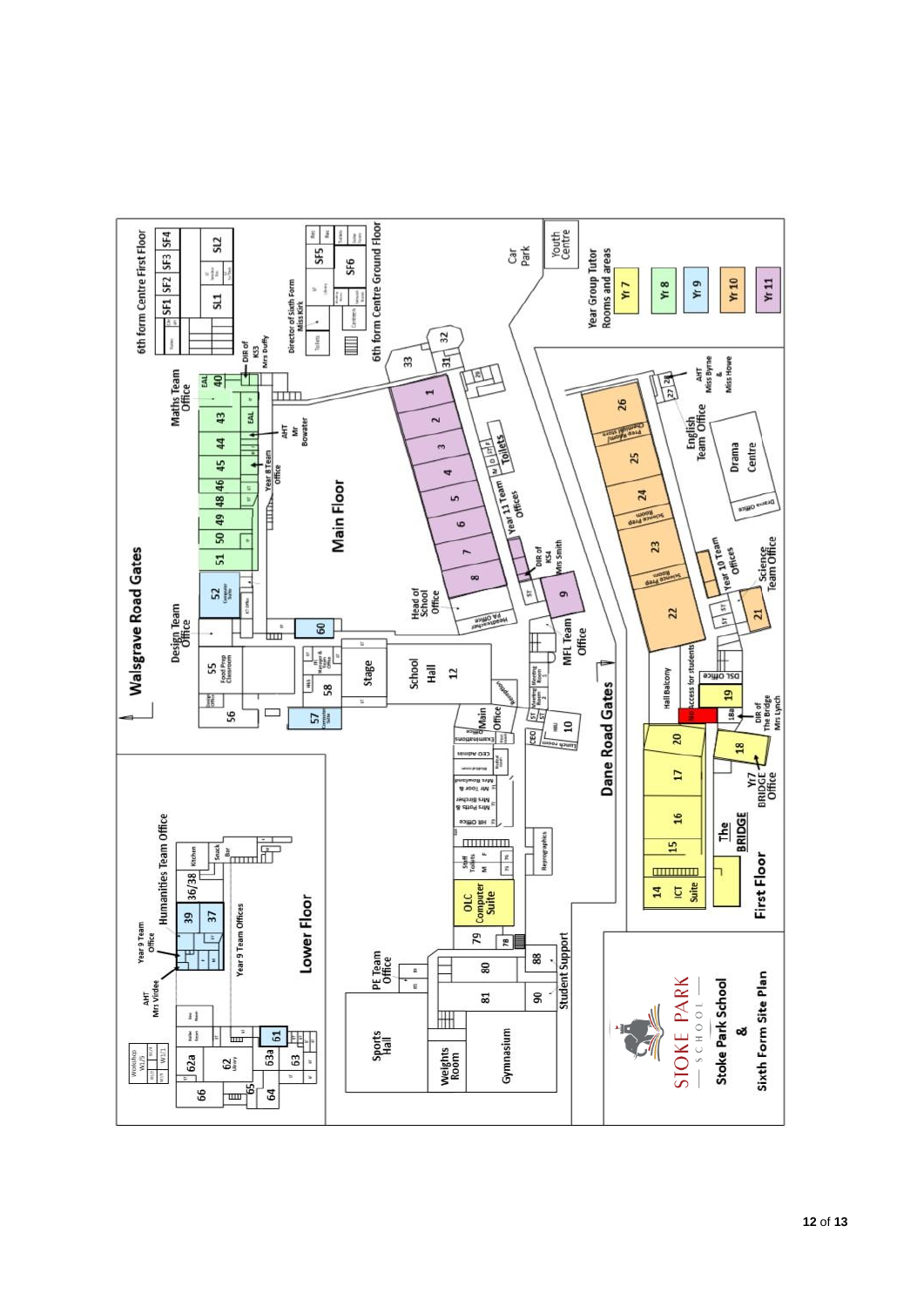# Stoke Park School & Sixth Form Site Plan

STOKE PARK SCHOOL

## Main Floor

Walsgrave Road Gates

Maths Team Office – 40, 43, 44, 45, 46, 48, 49, 50, 51 – EAL

DIR of KS5 Mrs Duffy

AHT Mr Bowater

Year 8 Team Office

Design Team Office – 52 Computer Suite, 55 Food Prep Classroom, 56, 57 Computer Suite, 58, 60

Stage – School Hall 12

Main Office – Reception – Examinations Office – CEO Admin – HR Office

Head of School Office – Headteacher PA Office

Year 11 Team Offices – 1, 2, 3, 4, 5, 6, 7, 8 – Toilets

DIR of KS4 Mrs Smith – 9

MFL Team Office – 10 – Lunch room – CEO

OLC Computer Suite

Staff Toilets – Reprographics

79, 78, 80, 81, 88, 90 – Student Support

PE Team Office – Sports Hall – Weights Room – Gymnasium

31, 32, 33

## 6th form Centre First Floor

SF1, SF2, SF3, SF4, SL1, SL2

## 6th form Centre Ground Floor

SF5, SF6

Director of Sixth Form Miss Kirk

Car Park

Youth Centre

## First Floor

Dane Road Gates

AHT Miss Byrne & Miss Howe – 27, 28

English Team Office – 26, 25, 24, 23, 22 – Chemical store / Prep Room – Science Prep Room

Drama Centre – Drama Office

Year 10 Team Offices – Science Team Office – 21

Hall Balcony – Access for students – DSL Office – 19 – 18a

DIR of The Bridge Mrs Lynch – 18 – Yr7 BRIDGE Office

20, 17, 16, 15, 14 ICT Suite

The BRIDGE

## Lower Floor

Humanities Team Office – 36/38, 39, 37 – Kitchen – Snack Bar

Year 9 Team Office – Year 9 Team Offices

AHT Mrs Virdee

Workshop W1/5 – W1/1

62a, 62 Library, 66, 65, 64, 63a, 63, 61

## Year Group Tutor Rooms and areas

- Yr 7
- Yr 8
- Yr 9
- Yr 10
- Yr 11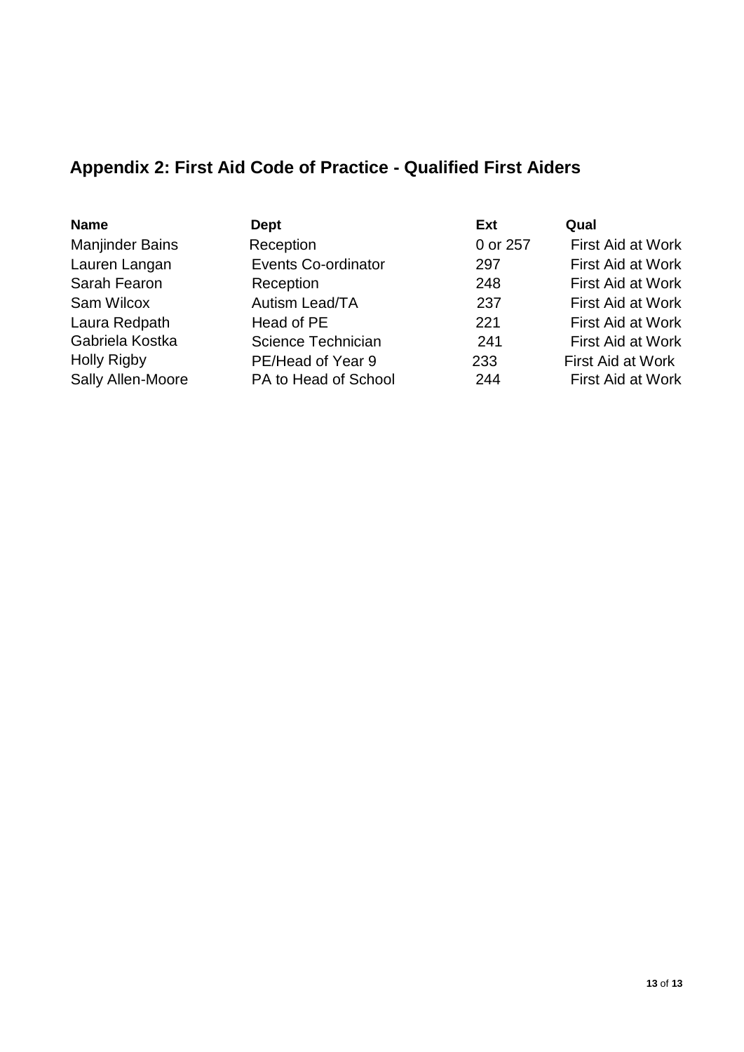## Appendix 2: First Aid Code of Practice - Qualified First Aiders

| Name | Dept | Ext | Qual |
|---|---|---|---|
| Manjinder Bains | Reception | 0 or 257 | First Aid at Work |
| Lauren Langan | Events Co-ordinator | 297 | First Aid at Work |
| Sarah Fearon | Reception | 248 | First Aid at Work |
| Sam Wilcox | Autism Lead/TA | 237 | First Aid at Work |
| Laura Redpath | Head of PE | 221 | First Aid at Work |
| Gabriela Kostka | Science Technician | 241 | First Aid at Work |
| Holly Rigby | PE/Head of Year 9 | 233 | First Aid at Work |
| Sally Allen-Moore | PA to Head of School | 244 | First Aid at Work |